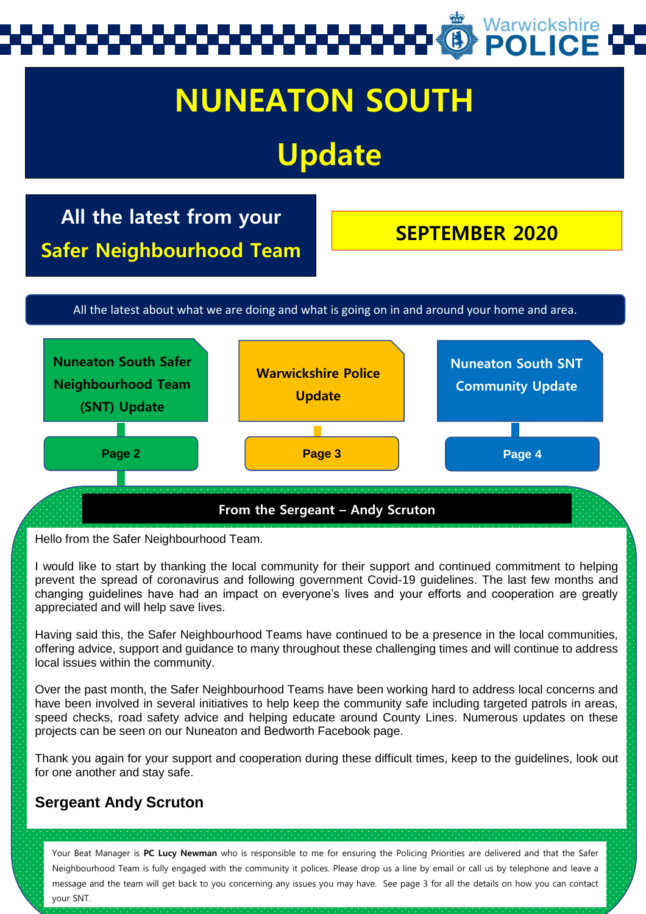Warwickshire POLICE

# NUNEATON SOUTH Update

## All the latest from your Safer Neighbourhood Team

**SEPTEMBER 2020**

All the latest about what we are doing and what is going on in and around your home and area.

- **Nuneaton South Safer Neighbourhood Team (SNT) Update** — Page 2
- **Warwickshire Police Update** — Page 3
- **Nuneaton South SNT Community Update** — Page 4

## From the Sergeant – Andy Scruton

Hello from the Safer Neighbourhood Team.

I would like to start by thanking the local community for their support and continued commitment to helping prevent the spread of coronavirus and following government Covid-19 guidelines. The last few months and changing guidelines have had an impact on everyone's lives and your efforts and cooperation are greatly appreciated and will help save lives.

Having said this, the Safer Neighbourhood Teams have continued to be a presence in the local communities, offering advice, support and guidance to many throughout these challenging times and will continue to address local issues within the community.

Over the past month, the Safer Neighbourhood Teams have been working hard to address local concerns and have been involved in several initiatives to help keep the community safe including targeted patrols in areas, speed checks, road safety advice and helping educate around County Lines. Numerous updates on these projects can be seen on our Nuneaton and Bedworth Facebook page.

Thank you again for your support and cooperation during these difficult times, keep to the guidelines, look out for one another and stay safe.

**Sergeant Andy Scruton**

Your Beat Manager is **PC Lucy Newman** who is responsible to me for ensuring the Policing Priorities are delivered and that the Safer Neighbourhood Team is fully engaged with the community it polices. Please drop us a line by email or call us by telephone and leave a message and the team will get back to you concerning any issues you may have. See page 3 for all the details on how you can contact your SNT.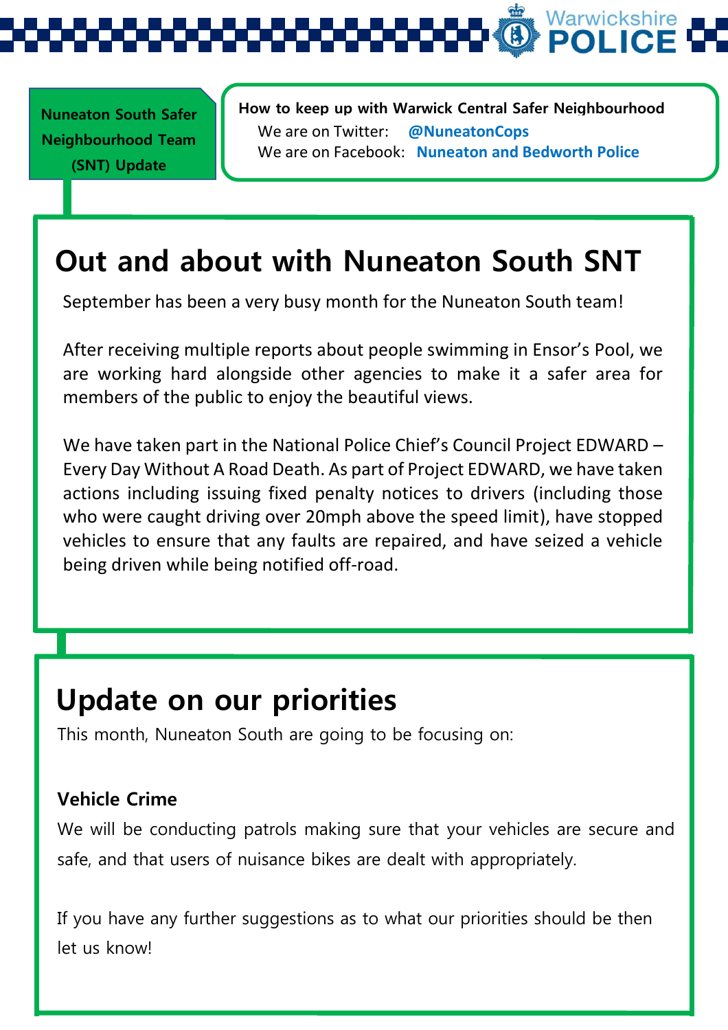**Nuneaton South Safer Neighbourhood Team (SNT) Update**

**How to keep up with Warwick Central Safer Neighbourhood**

We are on Twitter: **@NuneatonCops**

We are on Facebook: **Nuneaton and Bedworth Police**

## Out and about with Nuneaton South SNT

September has been a very busy month for the Nuneaton South team!

After receiving multiple reports about people swimming in Ensor's Pool, we are working hard alongside other agencies to make it a safer area for members of the public to enjoy the beautiful views.

We have taken part in the National Police Chief's Council Project EDWARD – Every Day Without A Road Death. As part of Project EDWARD, we have taken actions including issuing fixed penalty notices to drivers (including those who were caught driving over 20mph above the speed limit), have stopped vehicles to ensure that any faults are repaired, and have seized a vehicle being driven while being notified off-road.

## Update on our priorities

This month, Nuneaton South are going to be focusing on:

**Vehicle Crime**

We will be conducting patrols making sure that your vehicles are secure and safe, and that users of nuisance bikes are dealt with appropriately.

If you have any further suggestions as to what our priorities should be then let us know!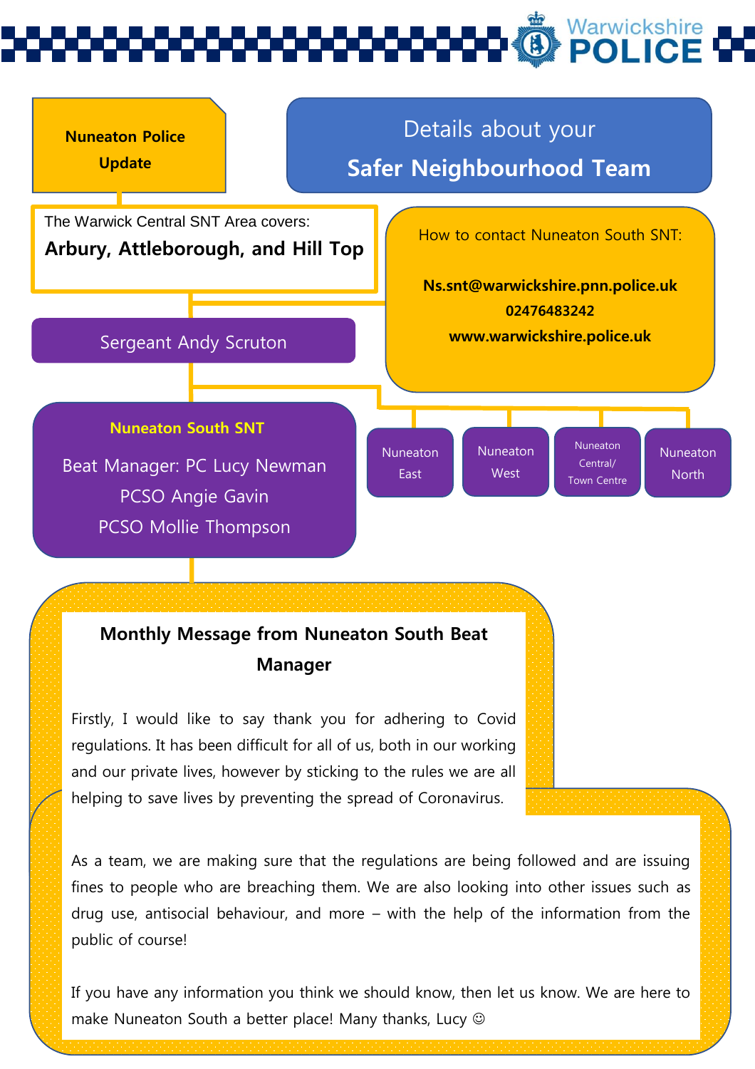Warwickshire POLICE

**Nuneaton Police Update**

# Details about your Safer Neighbourhood Team

The Warwick Central SNT Area covers:

**Arbury, Attleborough, and Hill Top**

How to contact Nuneaton South SNT:

**Ns.snt@warwickshire.pnn.police.uk**
**02476483242**
**www.warwickshire.police.uk**

Sergeant Andy Scruton

**Nuneaton South SNT**

Beat Manager: PC Lucy Newman
PCSO Angie Gavin
PCSO Mollie Thompson

- Nuneaton East
- Nuneaton West
- Nuneaton Central/ Town Centre
- Nuneaton North

## Monthly Message from Nuneaton South Beat Manager

Firstly, I would like to say thank you for adhering to Covid regulations. It has been difficult for all of us, both in our working and our private lives, however by sticking to the rules we are all helping to save lives by preventing the spread of Coronavirus.

As a team, we are making sure that the regulations are being followed and are issuing fines to people who are breaching them. We are also looking into other issues such as drug use, antisocial behaviour, and more – with the help of the information from the public of course!

If you have any information you think we should know, then let us know. We are here to make Nuneaton South a better place! Many thanks, Lucy ☺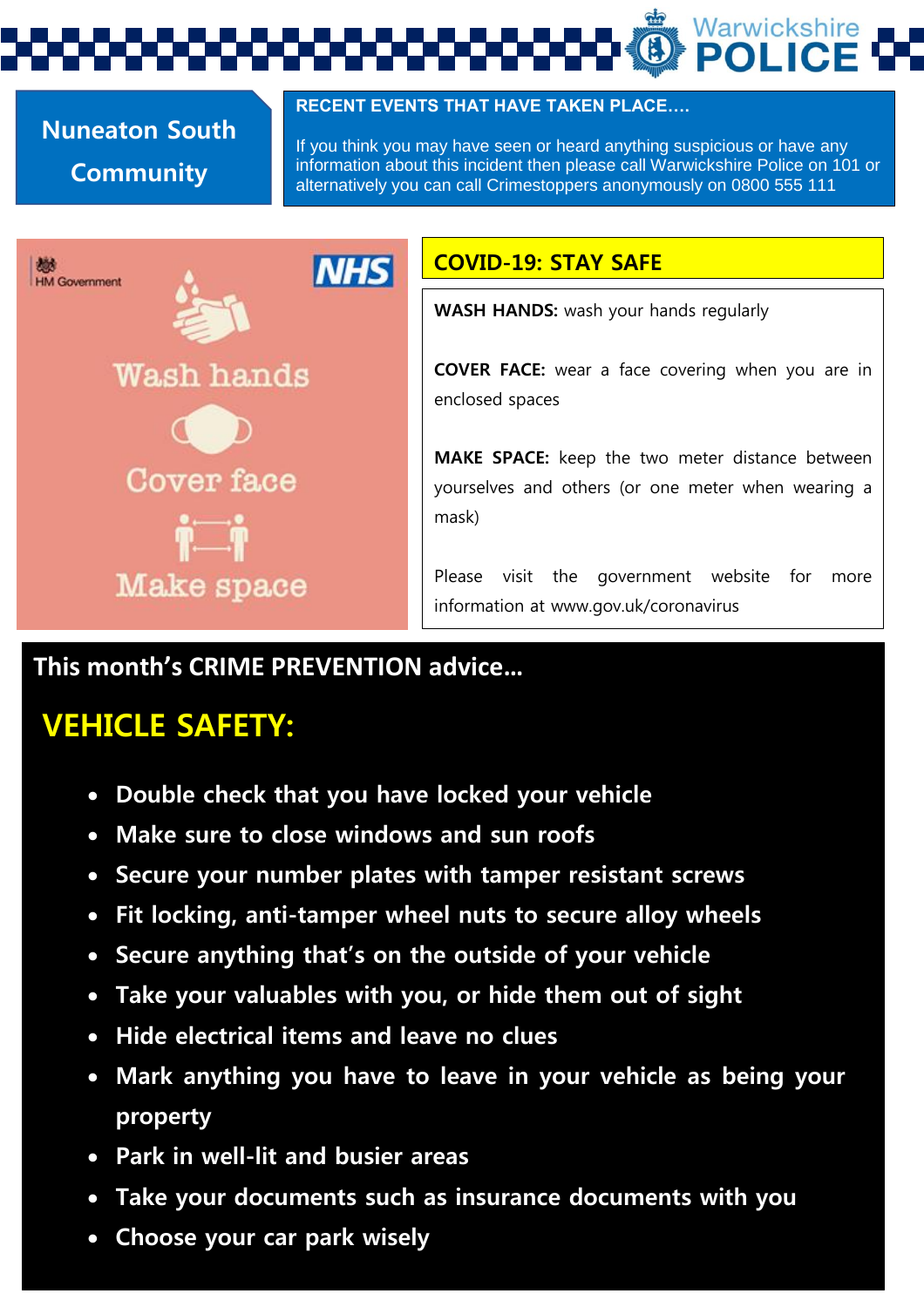Warwickshire POLICE

## Nuneaton South Community

**RECENT EVENTS THAT HAVE TAKEN PLACE….**

If you think you may have seen or heard anything suspicious or have any information about this incident then please call Warwickshire Police on 101 or alternatively you can call Crimestoppers anonymously on 0800 555 111

HM Government

NHS

Wash hands

Cover face

Make space

## COVID-19: STAY SAFE

**WASH HANDS:** wash your hands regularly

**COVER FACE:** wear a face covering when you are in enclosed spaces

**MAKE SPACE:** keep the two meter distance between yourselves and others (or one meter when wearing a mask)

Please visit the government website for more information at www.gov.uk/coronavirus

**This month's CRIME PREVENTION advice…**

## VEHICLE SAFETY:

- **Double check that you have locked your vehicle**
- **Make sure to close windows and sun roofs**
- **Secure your number plates with tamper resistant screws**
- **Fit locking, anti-tamper wheel nuts to secure alloy wheels**
- **Secure anything that's on the outside of your vehicle**
- **Take your valuables with you, or hide them out of sight**
- **Hide electrical items and leave no clues**
- **Mark anything you have to leave in your vehicle as being your property**
- **Park in well-lit and busier areas**
- **Take your documents such as insurance documents with you**
- **Choose your car park wisely**